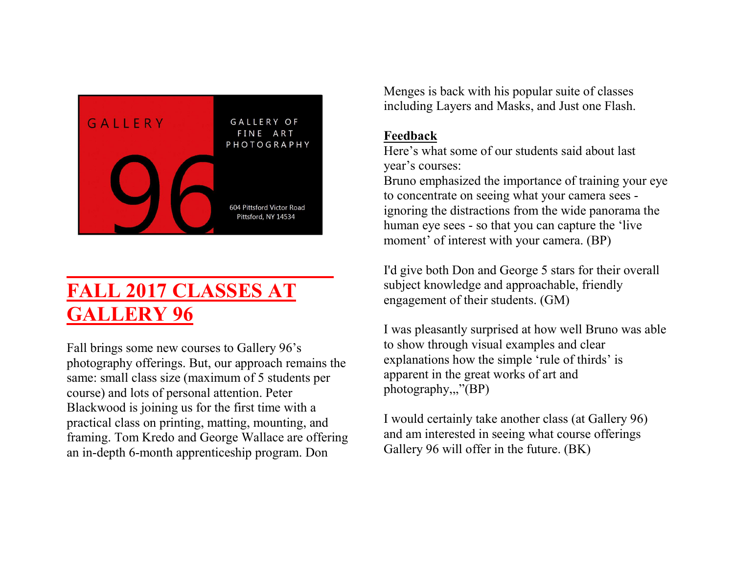GALLERY 96

GALLERY OF FINE ART PHOTOGRAPHY

604 Pittsford Victor Road
Pittsford, NY 14534

# FALL 2017 CLASSES AT GALLERY 96

Fall brings some new courses to Gallery 96's photography offerings. But, our approach remains the same: small class size (maximum of 5 students per course) and lots of personal attention. Peter Blackwood is joining us for the first time with a practical class on printing, matting, mounting, and framing. Tom Kredo and George Wallace are offering an in-depth 6-month apprenticeship program. Don Menges is back with his popular suite of classes including Layers and Masks, and Just one Flash.

**Feedback**

Here's what some of our students said about last year's courses:

Bruno emphasized the importance of training your eye to concentrate on seeing what your camera sees - ignoring the distractions from the wide panorama the human eye sees - so that you can capture the 'live moment' of interest with your camera. (BP)

I'd give both Don and George 5 stars for their overall subject knowledge and approachable, friendly engagement of their students. (GM)

I was pleasantly surprised at how well Bruno was able to show through visual examples and clear explanations how the simple 'rule of thirds' is apparent in the great works of art and photography,,,"(BP)

I would certainly take another class (at Gallery 96) and am interested in seeing what course offerings Gallery 96 will offer in the future. (BK)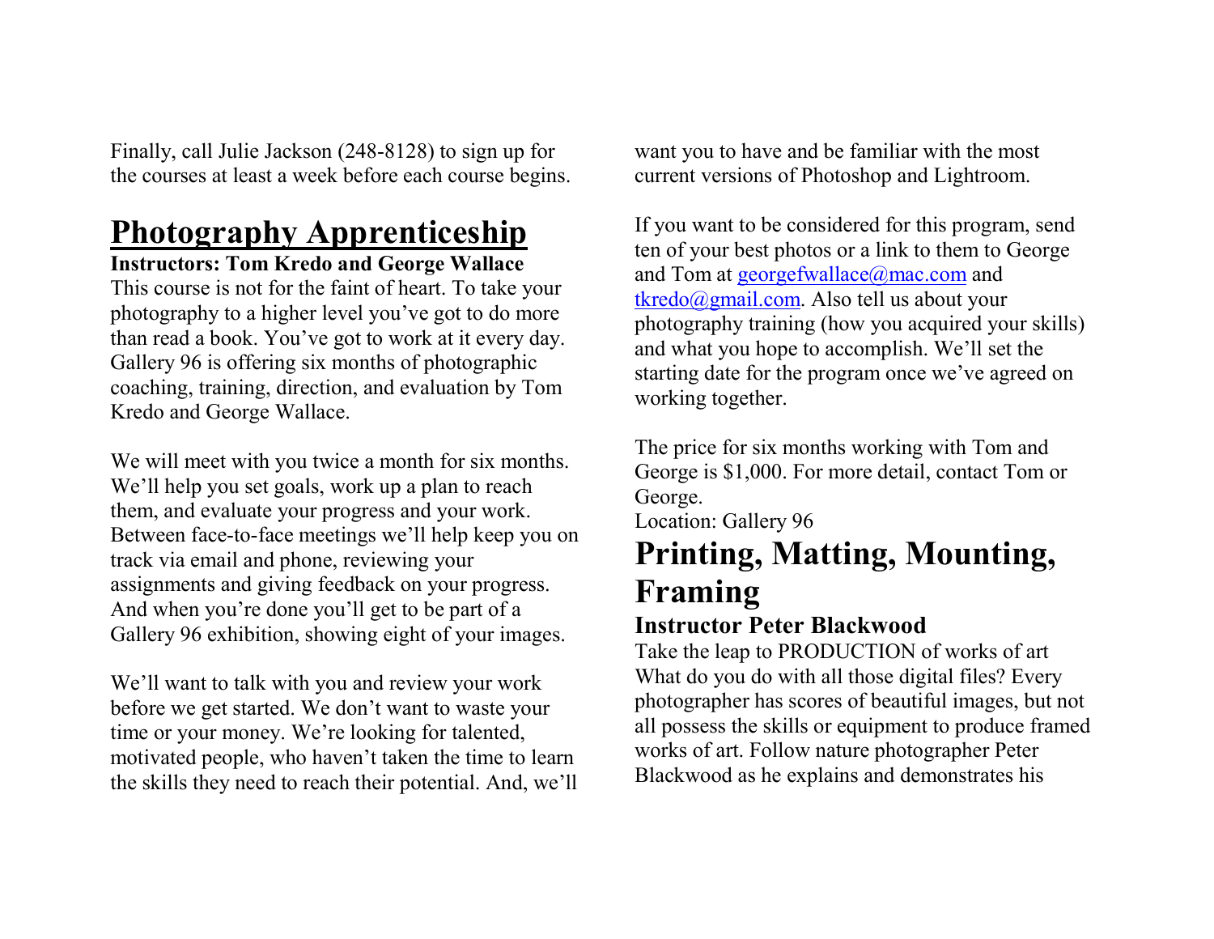Finally, call Julie Jackson (248-8128) to sign up for the courses at least a week before each course begins.

## Photography Apprenticeship

**Instructors: Tom Kredo and George Wallace**

This course is not for the faint of heart. To take your photography to a higher level you've got to do more than read a book. You've got to work at it every day. Gallery 96 is offering six months of photographic coaching, training, direction, and evaluation by Tom Kredo and George Wallace.

We will meet with you twice a month for six months. We'll help you set goals, work up a plan to reach them, and evaluate your progress and your work. Between face-to-face meetings we'll help keep you on track via email and phone, reviewing your assignments and giving feedback on your progress. And when you're done you'll get to be part of a Gallery 96 exhibition, showing eight of your images.

We'll want to talk with you and review your work before we get started. We don't want to waste your time or your money. We're looking for talented, motivated people, who haven't taken the time to learn the skills they need to reach their potential. And, we'll want you to have and be familiar with the most current versions of Photoshop and Lightroom.

If you want to be considered for this program, send ten of your best photos or a link to them to George and Tom at georgefwallace@mac.com and tkredo@gmail.com. Also tell us about your photography training (how you acquired your skills) and what you hope to accomplish. We'll set the starting date for the program once we've agreed on working together.

The price for six months working with Tom and George is $1,000. For more detail, contact Tom or George.

Location: Gallery 96

# Printing, Matting, Mounting, Framing

### Instructor Peter Blackwood

Take the leap to PRODUCTION of works of art

What do you do with all those digital files? Every photographer has scores of beautiful images, but not all possess the skills or equipment to produce framed works of art. Follow nature photographer Peter Blackwood as he explains and demonstrates his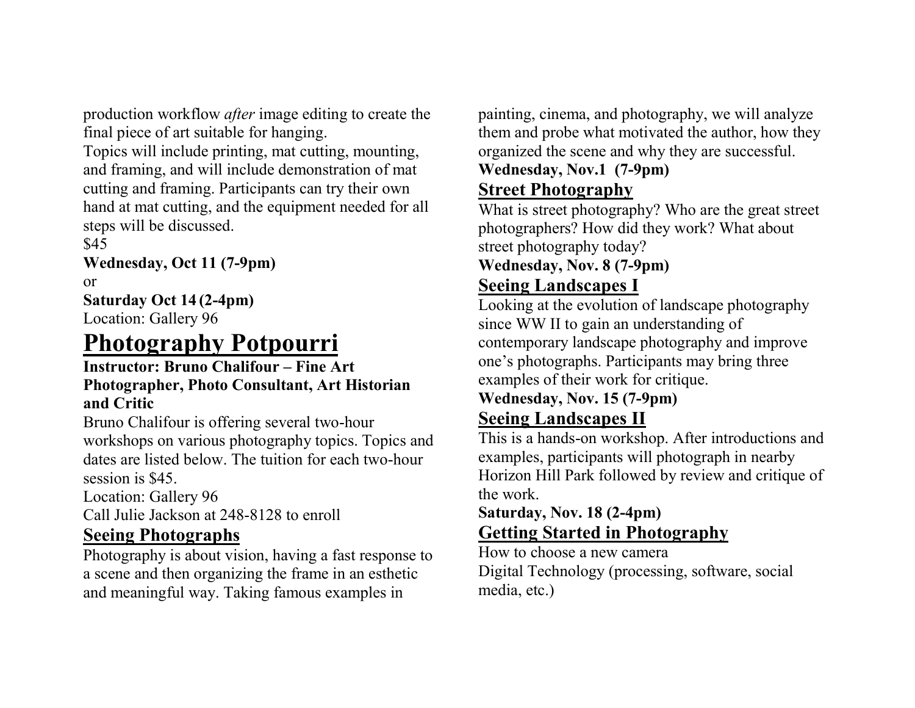production workflow *after* image editing to create the final piece of art suitable for hanging.
Topics will include printing, mat cutting, mounting, and framing, and will include demonstration of mat cutting and framing. Participants can try their own hand at mat cutting, and the equipment needed for all steps will be discussed.
$45
**Wednesday, Oct 11 (7-9pm)**
or
**Saturday Oct 14 (2-4pm)**
Location: Gallery 96

# Photography Potpourri

**Instructor: Bruno Chalifour – Fine Art Photographer, Photo Consultant, Art Historian and Critic**

Bruno Chalifour is offering several two-hour workshops on various photography topics. Topics and dates are listed below. The tuition for each two-hour session is $45.
Location: Gallery 96
Call Julie Jackson at 248-8128 to enroll

## Seeing Photographs

Photography is about vision, having a fast response to a scene and then organizing the frame in an esthetic and meaningful way. Taking famous examples in painting, cinema, and photography, we will analyze them and probe what motivated the author, how they organized the scene and why they are successful.
**Wednesday, Nov.1 (7-9pm)**

## Street Photography

What is street photography? Who are the great street photographers? How did they work? What about street photography today?
**Wednesday, Nov. 8 (7-9pm)**

## Seeing Landscapes I

Looking at the evolution of landscape photography since WW II to gain an understanding of contemporary landscape photography and improve one's photographs. Participants may bring three examples of their work for critique.
**Wednesday, Nov. 15 (7-9pm)**

## Seeing Landscapes II

This is a hands-on workshop. After introductions and examples, participants will photograph in nearby Horizon Hill Park followed by review and critique of the work.
**Saturday, Nov. 18 (2-4pm)**

## Getting Started in Photography

How to choose a new camera
Digital Technology (processing, software, social media, etc.)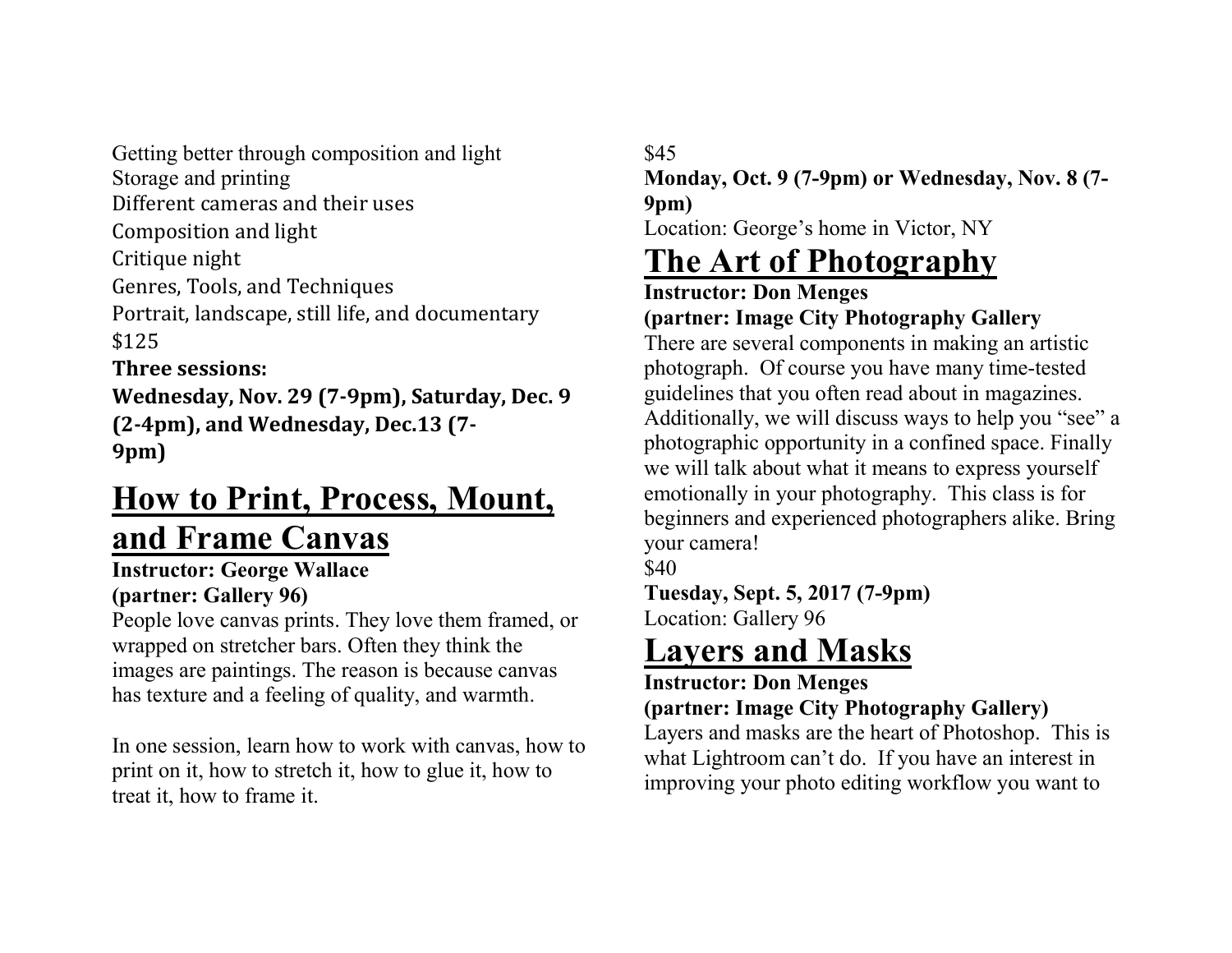Getting better through composition and light
Storage and printing
Different cameras and their uses
Composition and light
Critique night
Genres, Tools, and Techniques
Portrait, landscape, still life, and documentary
$125
**Three sessions:**
**Wednesday, Nov. 29 (7-9pm), Saturday, Dec. 9 (2-4pm), and Wednesday, Dec.13 (7-9pm)**

## How to Print, Process, Mount, and Frame Canvas

**Instructor: George Wallace**
**(partner: Gallery 96)**
People love canvas prints. They love them framed, or wrapped on stretcher bars. Often they think the images are paintings. The reason is because canvas has texture and a feeling of quality, and warmth.

In one session, learn how to work with canvas, how to print on it, how to stretch it, how to glue it, how to treat it, how to frame it.

$45
**Monday, Oct. 9 (7-9pm) or Wednesday, Nov. 8 (7-9pm)**
Location: George's home in Victor, NY

## The Art of Photography

**Instructor: Don Menges**
**(partner: Image City Photography Gallery**
There are several components in making an artistic photograph. Of course you have many time-tested guidelines that you often read about in magazines. Additionally, we will discuss ways to help you "see" a photographic opportunity in a confined space. Finally we will talk about what it means to express yourself emotionally in your photography. This class is for beginners and experienced photographers alike. Bring your camera!
$40
**Tuesday, Sept. 5, 2017 (7-9pm)**
Location: Gallery 96

## Layers and Masks

**Instructor: Don Menges**
**(partner: Image City Photography Gallery)**
Layers and masks are the heart of Photoshop. This is what Lightroom can't do. If you have an interest in improving your photo editing workflow you want to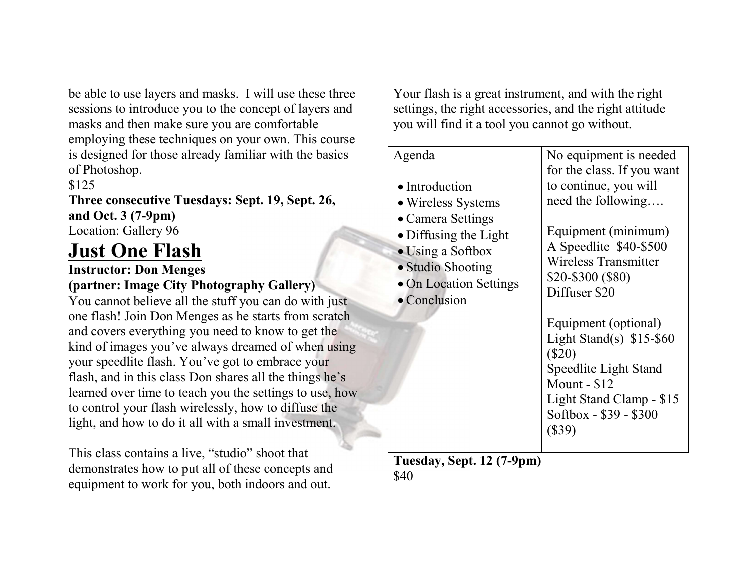be able to use layers and masks. I will use these three sessions to introduce you to the concept of layers and masks and then make sure you are comfortable employing these techniques on your own. This course is designed for those already familiar with the basics of Photoshop.
$125
**Three consecutive Tuesdays: Sept. 19, Sept. 26, and Oct. 3 (7-9pm)**
Location: Gallery 96

# Just One Flash

**Instructor: Don Menges**
**(partner: Image City Photography Gallery)**

You cannot believe all the stuff you can do with just one flash! Join Don Menges as he starts from scratch and covers everything you need to know to get the kind of images you've always dreamed of when using your speedlite flash. You've got to embrace your flash, and in this class Don shares all the things he's learned over time to teach you the settings to use, how to control your flash wirelessly, how to diffuse the light, and how to do it all with a small investment.

This class contains a live, "studio" shoot that demonstrates how to put all of these concepts and equipment to work for you, both indoors and out.

Your flash is a great instrument, and with the right settings, the right accessories, and the right attitude you will find it a tool you cannot go without.

| Agenda | No equipment is needed for the class. If you want to continue, you will need the following…. |
|---|---|
| • Introduction<br>• Wireless Systems<br>• Camera Settings<br>• Diffusing the Light<br>• Using a Softbox<br>• Studio Shooting<br>• On Location Settings<br>• Conclusion | Equipment (minimum)<br>A Speedlite $40-$500<br>Wireless Transmitter $20-$300 ($80)<br>Diffuser $20<br><br>Equipment (optional)<br>Light Stand(s) $15-$60 ($20)<br>Speedlite Light Stand Mount - $12<br>Light Stand Clamp - $15<br>Softbox - $39 - $300 ($39) |

**Tuesday, Sept. 12 (7-9pm)**
$40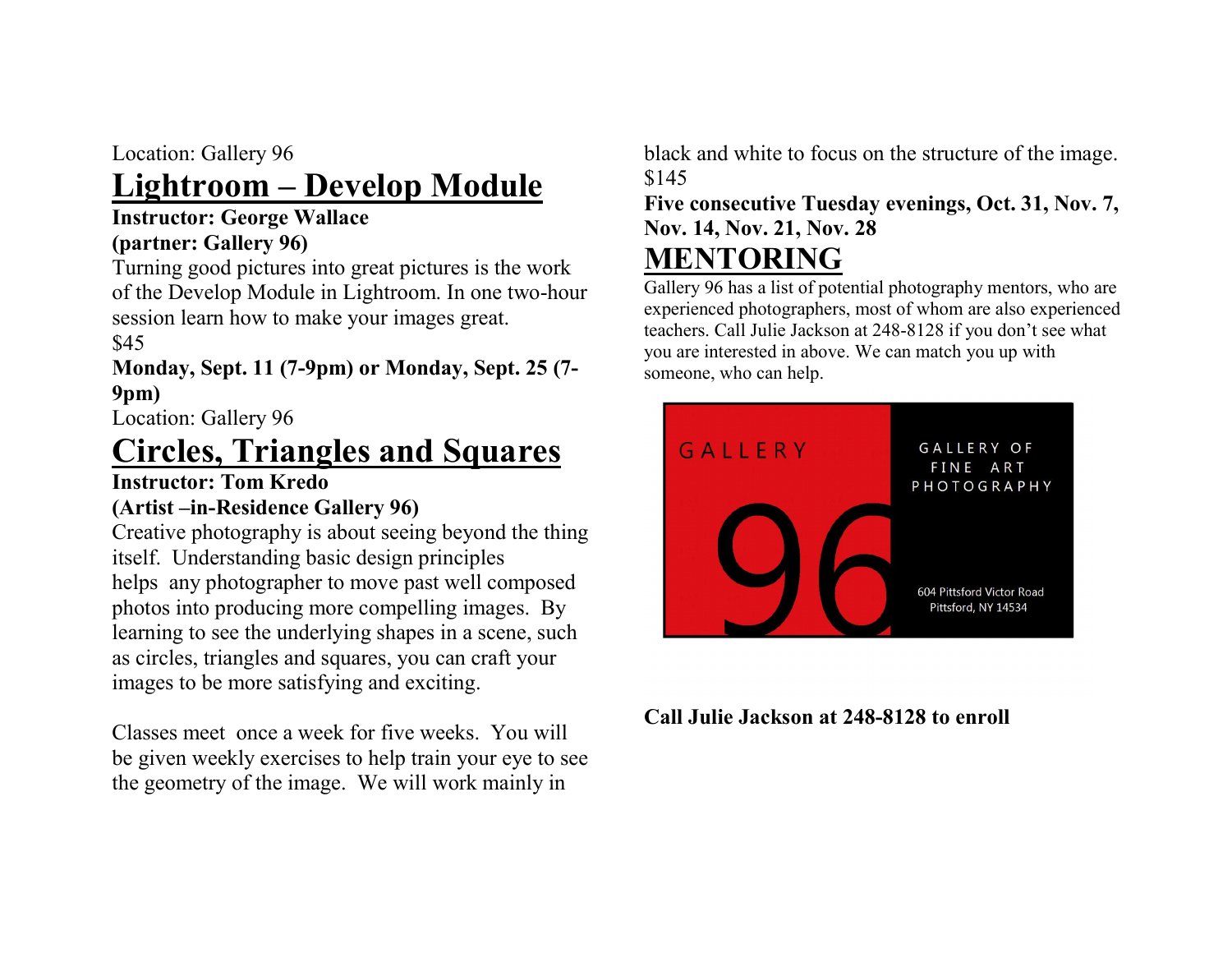Location: Gallery 96

## Lightroom – Develop Module

**Instructor: George Wallace**
**(partner: Gallery 96)**

Turning good pictures into great pictures is the work of the Develop Module in Lightroom. In one two-hour session learn how to make your images great.

$45

**Monday, Sept. 11 (7-9pm) or Monday, Sept. 25 (7-9pm)**

Location: Gallery 96

## Circles, Triangles and Squares

**Instructor: Tom Kredo**
**(Artist –in-Residence Gallery 96)**

Creative photography is about seeing beyond the thing itself. Understanding basic design principles helps any photographer to move past well composed photos into producing more compelling images. By learning to see the underlying shapes in a scene, such as circles, triangles and squares, you can craft your images to be more satisfying and exciting.

Classes meet once a week for five weeks. You will be given weekly exercises to help train your eye to see the geometry of the image. We will work mainly in black and white to focus on the structure of the image.

$145

**Five consecutive Tuesday evenings, Oct. 31, Nov. 7, Nov. 14, Nov. 21, Nov. 28**

## MENTORING

Gallery 96 has a list of potential photography mentors, who are experienced photographers, most of whom are also experienced teachers. Call Julie Jackson at 248-8128 if you don't see what you are interested in above. We can match you up with someone, who can help.

GALLERY 96

GALLERY OF FINE ART PHOTOGRAPHY

604 Pittsford Victor Road
Pittsford, NY 14534

**Call Julie Jackson at 248-8128 to enroll**